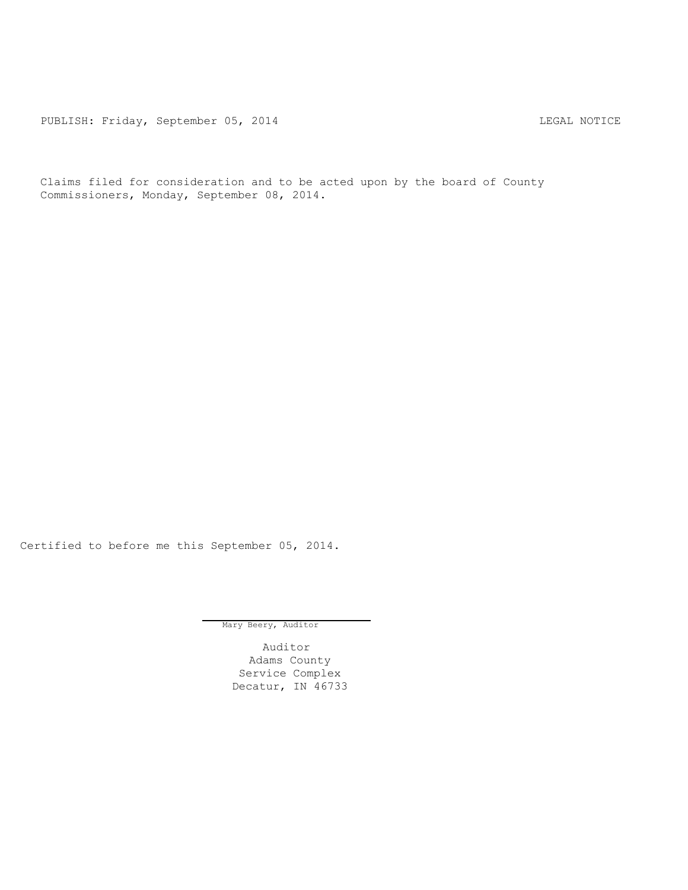PUBLISH: Friday, September 05, 2014 LEGAL NOTICE

Claims filed for consideration and to be acted upon by the board of County Commissioners, Monday, September 08, 2014.

Certified to before me this September 05, 2014.

Mary Beery, Auditor

Auditor
Adams County
Service Complex
Decatur, IN 46733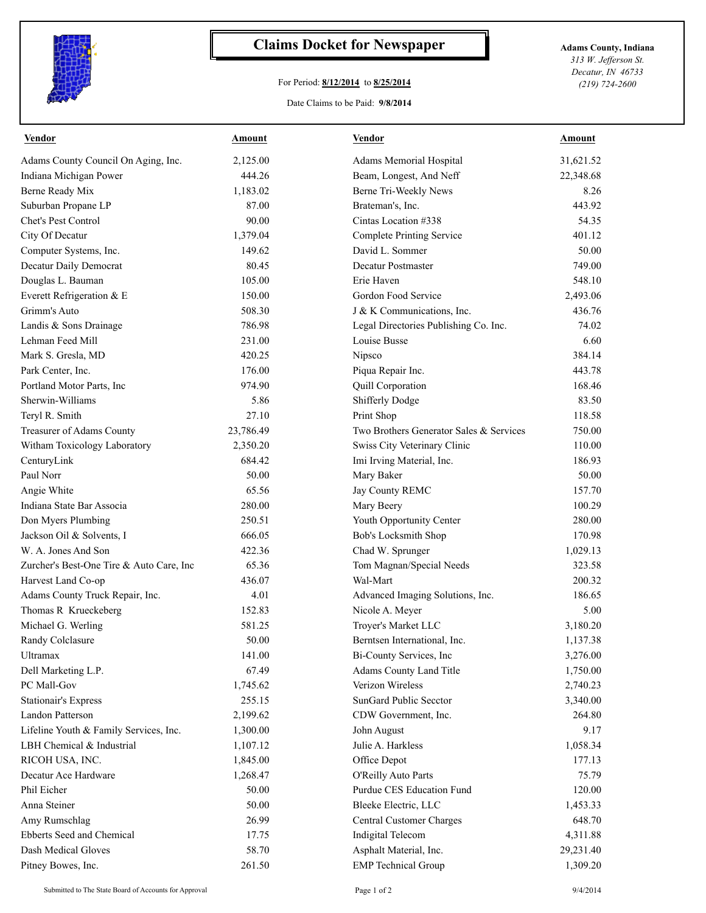# Claims Docket for Newspaper

For Period: **8/12/2014** to **8/25/2014**

Date Claims to be Paid: **9/8/2014**

**Adams County, Indiana**
*313 W. Jefferson St.*
*Decatur, IN 46733*
*(219) 724-2600*

| Vendor | Amount | Vendor | Amount |
|---|---|---|---|
| Adams County Council On Aging, Inc. | 2,125.00 | Adams Memorial Hospital | 31,621.52 |
| Indiana Michigan Power | 444.26 | Beam, Longest, And Neff | 22,348.68 |
| Berne Ready Mix | 1,183.02 | Berne Tri-Weekly News | 8.26 |
| Suburban Propane LP | 87.00 | Brateman's, Inc. | 443.92 |
| Chet's Pest Control | 90.00 | Cintas Location #338 | 54.35 |
| City Of Decatur | 1,379.04 | Complete Printing Service | 401.12 |
| Computer Systems, Inc. | 149.62 | David L. Sommer | 50.00 |
| Decatur Daily Democrat | 80.45 | Decatur Postmaster | 749.00 |
| Douglas L. Bauman | 105.00 | Erie Haven | 548.10 |
| Everett Refrigeration & E | 150.00 | Gordon Food Service | 2,493.06 |
| Grimm's Auto | 508.30 | J & K Communications, Inc. | 436.76 |
| Landis & Sons Drainage | 786.98 | Legal Directories Publishing Co. Inc. | 74.02 |
| Lehman Feed Mill | 231.00 | Louise Busse | 6.60 |
| Mark S. Gresla, MD | 420.25 | Nipsco | 384.14 |
| Park Center, Inc. | 176.00 | Piqua Repair Inc. | 443.78 |
| Portland Motor Parts, Inc | 974.90 | Quill Corporation | 168.46 |
| Sherwin-Williams | 5.86 | Shifferly Dodge | 83.50 |
| Teryl R. Smith | 27.10 | Print Shop | 118.58 |
| Treasurer of Adams County | 23,786.49 | Two Brothers Generator Sales & Services | 750.00 |
| Witham Toxicology Laboratory | 2,350.20 | Swiss City Veterinary Clinic | 110.00 |
| CenturyLink | 684.42 | Imi Irving Material, Inc. | 186.93 |
| Paul Norr | 50.00 | Mary Baker | 50.00 |
| Angie White | 65.56 | Jay County REMC | 157.70 |
| Indiana State Bar Associa | 280.00 | Mary Beery | 100.29 |
| Don Myers Plumbing | 250.51 | Youth Opportunity Center | 280.00 |
| Jackson Oil & Solvents, I | 666.05 | Bob's Locksmith Shop | 170.98 |
| W. A. Jones And Son | 422.36 | Chad W. Sprunger | 1,029.13 |
| Zurcher's Best-One Tire & Auto Care, Inc | 65.36 | Tom Magnan/Special Needs | 323.58 |
| Harvest Land Co-op | 436.07 | Wal-Mart | 200.32 |
| Adams County Truck Repair, Inc. | 4.01 | Advanced Imaging Solutions, Inc. | 186.65 |
| Thomas R Krueckeberg | 152.83 | Nicole A. Meyer | 5.00 |
| Michael G. Werling | 581.25 | Troyer's Market LLC | 3,180.20 |
| Randy Colclasure | 50.00 | Berntsen International, Inc. | 1,137.38 |
| Ultramax | 141.00 | Bi-County Services, Inc | 3,276.00 |
| Dell Marketing L.P. | 67.49 | Adams County Land Title | 1,750.00 |
| PC Mall-Gov | 1,745.62 | Verizon Wireless | 2,740.23 |
| Stationair's Express | 255.15 | SunGard Public Secctor | 3,340.00 |
| Landon Patterson | 2,199.62 | CDW Government, Inc. | 264.80 |
| Lifeline Youth & Family Services, Inc. | 1,300.00 | John August | 9.17 |
| LBH Chemical & Industrial | 1,107.12 | Julie A. Harkless | 1,058.34 |
| RICOH USA, INC. | 1,845.00 | Office Depot | 177.13 |
| Decatur Ace Hardware | 1,268.47 | O'Reilly Auto Parts | 75.79 |
| Phil Eicher | 50.00 | Purdue CES Education Fund | 120.00 |
| Anna Steiner | 50.00 | Bleeke Electric, LLC | 1,453.33 |
| Amy Rumschlag | 26.99 | Central Customer Charges | 648.70 |
| Ebberts Seed and Chemical | 17.75 | Indigital Telecom | 4,311.88 |
| Dash Medical Gloves | 58.70 | Asphalt Material, Inc. | 29,231.40 |
| Pitney Bowes, Inc. | 261.50 | EMP Technical Group | 1,309.20 |

Submitted to The State Board of Accounts for Approval 9/4/2014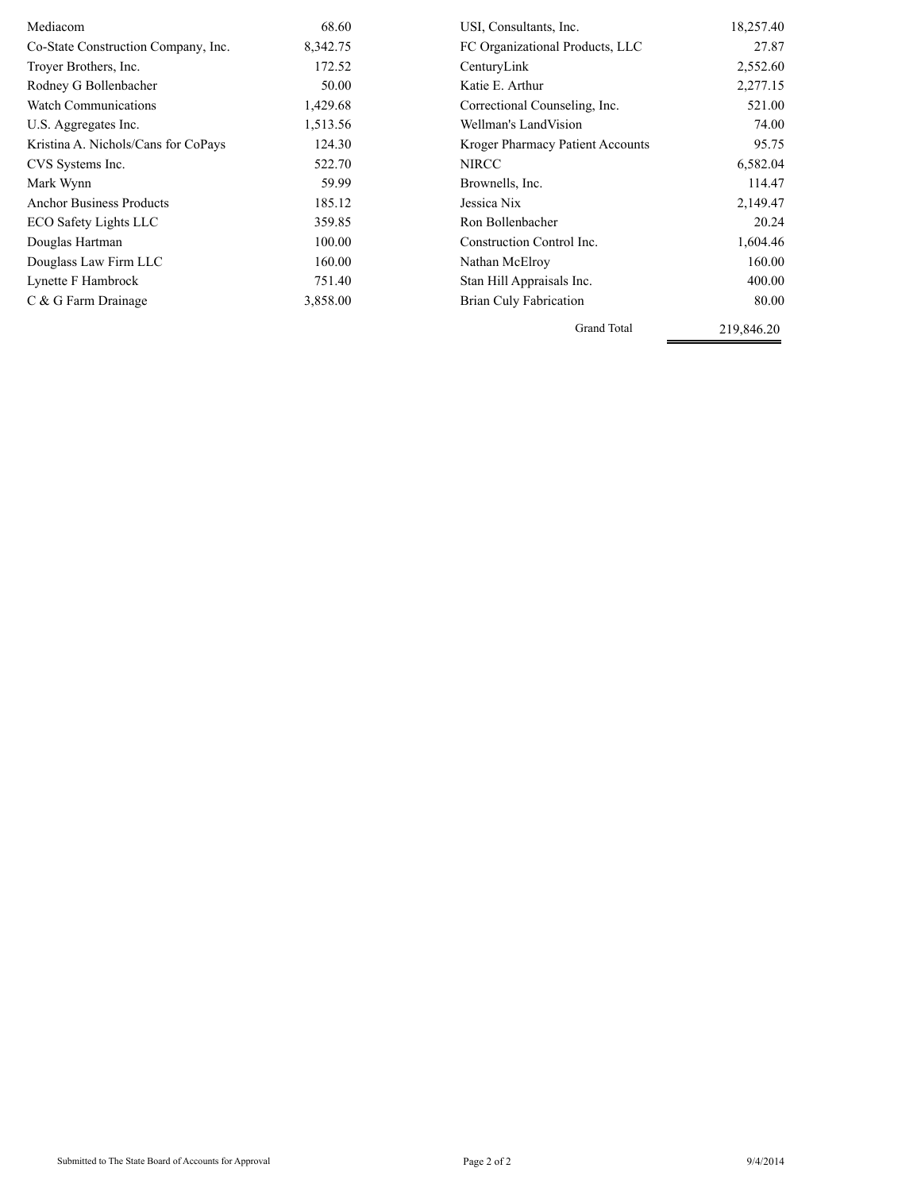| | |
|---|---|
| Mediacom | 68.60 |
| Co-State Construction Company, Inc. | 8,342.75 |
| Troyer Brothers, Inc. | 172.52 |
| Rodney G Bollenbacher | 50.00 |
| Watch Communications | 1,429.68 |
| U.S. Aggregates Inc. | 1,513.56 |
| Kristina A. Nichols/Cans for CoPays | 124.30 |
| CVS Systems Inc. | 522.70 |
| Mark Wynn | 59.99 |
| Anchor Business Products | 185.12 |
| ECO Safety Lights LLC | 359.85 |
| Douglas Hartman | 100.00 |
| Douglass Law Firm LLC | 160.00 |
| Lynette F Hambrock | 751.40 |
| C & G Farm Drainage | 3,858.00 |
| USI, Consultants, Inc. | 18,257.40 |
| FC Organizational Products, LLC | 27.87 |
| CenturyLink | 2,552.60 |
| Katie E. Arthur | 2,277.15 |
| Correctional Counseling, Inc. | 521.00 |
| Wellman's LandVision | 74.00 |
| Kroger Pharmacy Patient Accounts | 95.75 |
| NIRCC | 6,582.04 |
| Brownells, Inc. | 114.47 |
| Jessica Nix | 2,149.47 |
| Ron Bollenbacher | 20.24 |
| Construction Control Inc. | 1,604.46 |
| Nathan McElroy | 160.00 |
| Stan Hill Appraisals Inc. | 400.00 |
| Brian Culy Fabrication | 80.00 |
| Grand Total | 219,846.20 |

Submitted to The State Board of Accounts for Approval

9/4/2014